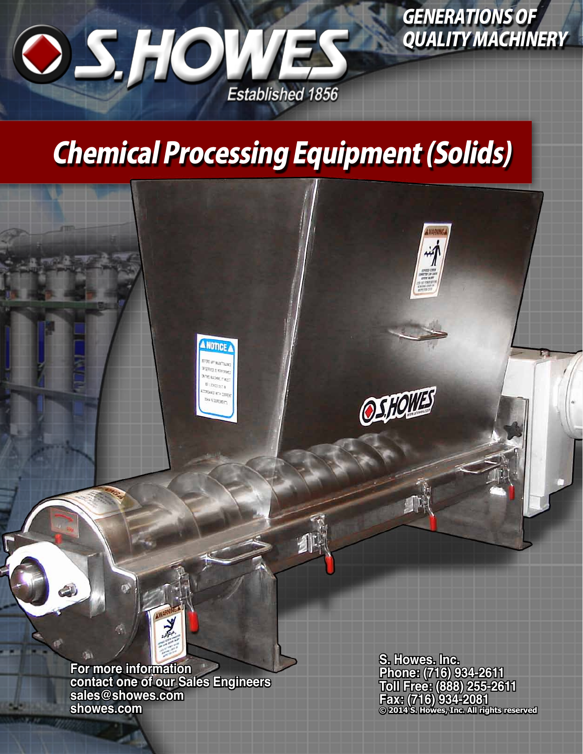# S. HOWES

Established 1856

GENERATIONS OF QUALITY MACHINERY

## Chemical Processing Equipment (Solids)

For more information
contact one of our Sales Engineers
sales@showes.com
showes.com

S. Howes. Inc.
Phone: (716) 934-2611
Toll Free: (888) 255-2611
Fax: (716) 934-2081
© 2014 S. Howes, Inc. All rights reserved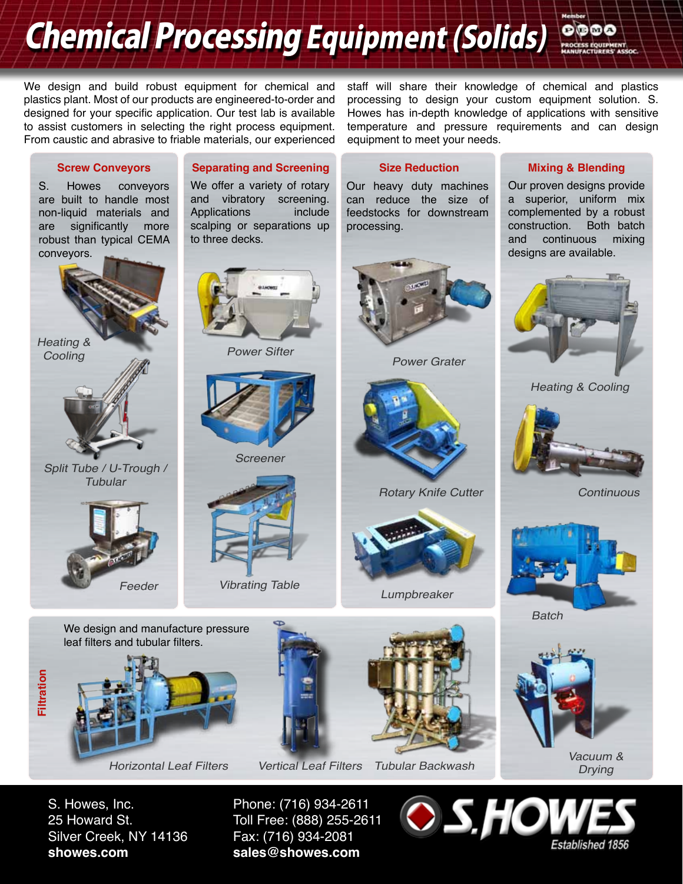# Chemical Processing Equipment (Solids)

Member PEMA PROCESS EQUIPMENT MANUFACTURERS' ASSOC.

We design and build robust equipment for chemical and plastics plant. Most of our products are engineered-to-order and designed for your specific application. Our test lab is available to assist customers in selecting the right process equipment. From caustic and abrasive to friable materials, our experienced staff will share their knowledge of chemical and plastics processing to design your custom equipment solution. S. Howes has in-depth knowledge of applications with sensitive temperature and pressure requirements and can design equipment to meet your needs.

## Screw Conveyors

S. Howes conveyors are built to handle most non-liquid materials and are significantly more robust than typical CEMA conveyors.

*Heating & Cooling*

*Split Tube / U-Trough / Tubular*

*Feeder*

## Separating and Screening

We offer a variety of rotary and vibratory screening. Applications include scalping or separations up to three decks.

*Power Sifter*

*Screener*

*Vibrating Table*

## Size Reduction

Our heavy duty machines can reduce the size of feedstocks for downstream processing.

*Power Grater*

*Rotary Knife Cutter*

*Lumpbreaker*

## Mixing & Blending

Our proven designs provide a superior, uniform mix complemented by a robust construction. Both batch and continuous mixing designs are available.

*Heating & Cooling*

*Continuous*

*Batch*

*Vacuum & Drying*

## Filtration

We design and manufacture pressure leaf filters and tubular filters.

*Horizontal Leaf Filters*

*Vertical Leaf Filters*

*Tubular Backwash*

S. Howes, Inc.
25 Howard St.
Silver Creek, NY 14136
**showes.com**

Phone: (716) 934-2611
Toll Free: (888) 255-2611
Fax: (716) 934-2081
**sales@showes.com**

S. HOWES Established 1856